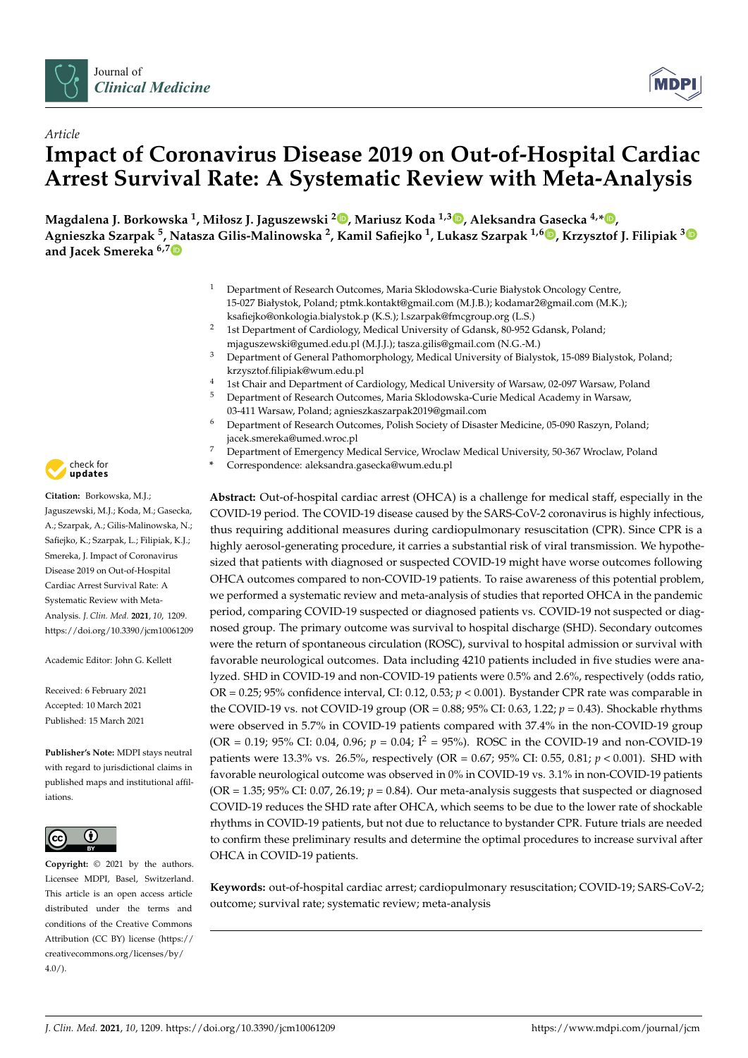Article

# Impact of Coronavirus Disease 2019 on Out-of-Hospital Cardiac Arrest Survival Rate: A Systematic Review with Meta-Analysis

**Magdalena J. Borkowska [1], Miłosz J. Jaguszewski [2], Mariusz Koda [1,3], Aleksandra Gasecka [4,*], Agnieszka Szarpak [5], Natasza Gilis-Malinowska [2], Kamil Safiejko [1], Lukasz Szarpak [1,6], Krzysztof J. Filipiak [3] and Jacek Smereka [6,7]**

[1] Department of Research Outcomes, Maria Sklodowska-Curie Białystok Oncology Centre, 15-027 Białystok, Poland; ptmk.kontakt@gmail.com (M.J.B.); kodamar2@gmail.com (M.K.); ksafiejko@onkologia.bialystok.p (K.S.); l.szarpak@fmcgroup.org (L.S.)

[2] 1st Department of Cardiology, Medical University of Gdansk, 80-952 Gdansk, Poland; mjaguszewski@gumed.edu.pl (M.J.J.); tasza.gilis@gmail.com (N.G.-M.)

[3] Department of General Pathomorphology, Medical University of Bialystok, 15-089 Bialystok, Poland; krzysztof.filipiak@wum.edu.pl

[4] 1st Chair and Department of Cardiology, Medical University of Warsaw, 02-097 Warsaw, Poland

[5] Department of Research Outcomes, Maria Sklodowska-Curie Medical Academy in Warsaw, 03-411 Warsaw, Poland; agnieszkaszarpak2019@gmail.com

[6] Department of Research Outcomes, Polish Society of Disaster Medicine, 05-090 Raszyn, Poland; jacek.smereka@umed.wroc.pl

[7] Department of Emergency Medical Service, Wroclaw Medical University, 50-367 Wroclaw, Poland

\* Correspondence: aleksandra.gasecka@wum.edu.pl

**Abstract:** Out-of-hospital cardiac arrest (OHCA) is a challenge for medical staff, especially in the COVID-19 period. The COVID-19 disease caused by the SARS-CoV-2 coronavirus is highly infectious, thus requiring additional measures during cardiopulmonary resuscitation (CPR). Since CPR is a highly aerosol-generating procedure, it carries a substantial risk of viral transmission. We hypothesized that patients with diagnosed or suspected COVID-19 might have worse outcomes following OHCA outcomes compared to non-COVID-19 patients. To raise awareness of this potential problem, we performed a systematic review and meta-analysis of studies that reported OHCA in the pandemic period, comparing COVID-19 suspected or diagnosed patients vs. COVID-19 not suspected or diagnosed group. The primary outcome was survival to hospital discharge (SHD). Secondary outcomes were the return of spontaneous circulation (ROSC), survival to hospital admission or survival with favorable neurological outcomes. Data including 4210 patients included in five studies were analyzed. SHD in COVID-19 and non-COVID-19 patients were 0.5% and 2.6%, respectively (odds ratio, OR = 0.25; 95% confidence interval, CI: 0.12, 0.53; $p < 0.001$). Bystander CPR rate was comparable in the COVID-19 vs. not COVID-19 group (OR = 0.88; 95% CI: 0.63, 1.22; $p = 0.43$). Shockable rhythms were observed in 5.7% in COVID-19 patients compared with 37.4% in the non-COVID-19 group (OR = 0.19; 95% CI: 0.04, 0.96; $p = 0.04$; $I^2 = 95\%$). ROSC in the COVID-19 and non-COVID-19 patients were 13.3% vs. 26.5%, respectively (OR = 0.67; 95% CI: 0.55, 0.81; $p < 0.001$). SHD with favorable neurological outcome was observed in 0% in COVID-19 vs. 3.1% in non-COVID-19 patients (OR = 1.35; 95% CI: 0.07, 26.19; $p = 0.84$). Our meta-analysis suggests that suspected or diagnosed COVID-19 reduces the SHD rate after OHCA, which seems to be due to the lower rate of shockable rhythms in COVID-19 patients, but not due to reluctance to bystander CPR. Future trials are needed to confirm these preliminary results and determine the optimal procedures to increase survival after OHCA in COVID-19 patients.

**Keywords:** out-of-hospital cardiac arrest; cardiopulmonary resuscitation; COVID-19; SARS-CoV-2; outcome; survival rate; systematic review; meta-analysis

**Citation:** Borkowska, M.J.; Jaguszewski, M.J.; Koda, M.; Gasecka, A.; Szarpak, A.; Gilis-Malinowska, N.; Safiejko, K.; Szarpak, L.; Filipiak, K.J.; Smereka, J. Impact of Coronavirus Disease 2019 on Out-of-Hospital Cardiac Arrest Survival Rate: A Systematic Review with Meta-Analysis. *J. Clin. Med.* **2021**, *10*, 1209. https://doi.org/10.3390/jcm10061209

Academic Editor: John G. Kellett

Received: 6 February 2021
Accepted: 10 March 2021
Published: 15 March 2021

**Publisher's Note:** MDPI stays neutral with regard to jurisdictional claims in published maps and institutional affiliations.

**Copyright:** © 2021 by the authors. Licensee MDPI, Basel, Switzerland. This article is an open access article distributed under the terms and conditions of the Creative Commons Attribution (CC BY) license (https://creativecommons.org/licenses/by/4.0/).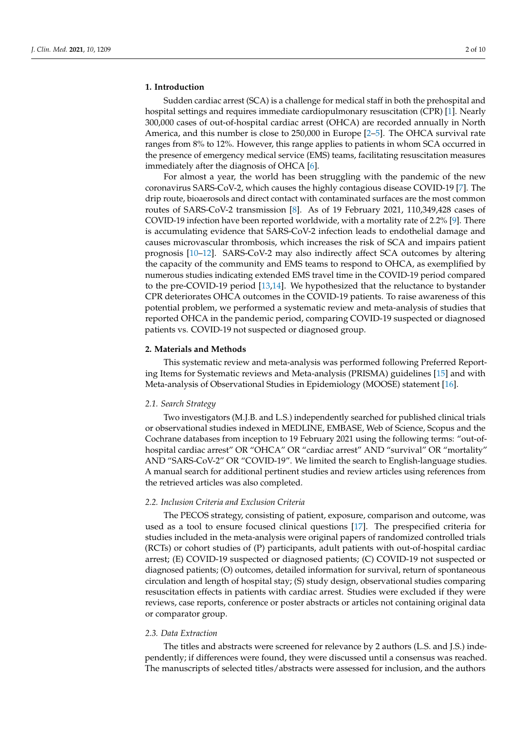## 1. Introduction

Sudden cardiac arrest (SCA) is a challenge for medical staff in both the prehospital and hospital settings and requires immediate cardiopulmonary resuscitation (CPR) [1]. Nearly 300,000 cases of out-of-hospital cardiac arrest (OHCA) are recorded annually in North America, and this number is close to 250,000 in Europe [2–5]. The OHCA survival rate ranges from 8% to 12%. However, this range applies to patients in whom SCA occurred in the presence of emergency medical service (EMS) teams, facilitating resuscitation measures immediately after the diagnosis of OHCA [6].

For almost a year, the world has been struggling with the pandemic of the new coronavirus SARS-CoV-2, which causes the highly contagious disease COVID-19 [7]. The drip route, bioaerosols and direct contact with contaminated surfaces are the most common routes of SARS-CoV-2 transmission [8]. As of 19 February 2021, 110,349,428 cases of COVID-19 infection have been reported worldwide, with a mortality rate of 2.2% [9]. There is accumulating evidence that SARS-CoV-2 infection leads to endothelial damage and causes microvascular thrombosis, which increases the risk of SCA and impairs patient prognosis [10–12]. SARS-CoV-2 may also indirectly affect SCA outcomes by altering the capacity of the community and EMS teams to respond to OHCA, as exemplified by numerous studies indicating extended EMS travel time in the COVID-19 period compared to the pre-COVID-19 period [13,14]. We hypothesized that the reluctance to bystander CPR deteriorates OHCA outcomes in the COVID-19 patients. To raise awareness of this potential problem, we performed a systematic review and meta-analysis of studies that reported OHCA in the pandemic period, comparing COVID-19 suspected or diagnosed patients vs. COVID-19 not suspected or diagnosed group.

## 2. Materials and Methods

This systematic review and meta-analysis was performed following Preferred Reporting Items for Systematic reviews and Meta-analysis (PRISMA) guidelines [15] and with Meta-analysis of Observational Studies in Epidemiology (MOOSE) statement [16].

### 2.1. Search Strategy

Two investigators (M.J.B. and L.S.) independently searched for published clinical trials or observational studies indexed in MEDLINE, EMBASE, Web of Science, Scopus and the Cochrane databases from inception to 19 February 2021 using the following terms: "out-of-hospital cardiac arrest" OR "OHCA" OR "cardiac arrest" AND "survival" OR "mortality" AND "SARS-CoV-2" OR "COVID-19". We limited the search to English-language studies. A manual search for additional pertinent studies and review articles using references from the retrieved articles was also completed.

### 2.2. Inclusion Criteria and Exclusion Criteria

The PECOS strategy, consisting of patient, exposure, comparison and outcome, was used as a tool to ensure focused clinical questions [17]. The prespecified criteria for studies included in the meta-analysis were original papers of randomized controlled trials (RCTs) or cohort studies of (P) participants, adult patients with out-of-hospital cardiac arrest; (E) COVID-19 suspected or diagnosed patients; (C) COVID-19 not suspected or diagnosed patients; (O) outcomes, detailed information for survival, return of spontaneous circulation and length of hospital stay; (S) study design, observational studies comparing resuscitation effects in patients with cardiac arrest. Studies were excluded if they were reviews, case reports, conference or poster abstracts or articles not containing original data or comparator group.

### 2.3. Data Extraction

The titles and abstracts were screened for relevance by 2 authors (L.S. and J.S.) independently; if differences were found, they were discussed until a consensus was reached. The manuscripts of selected titles/abstracts were assessed for inclusion, and the authors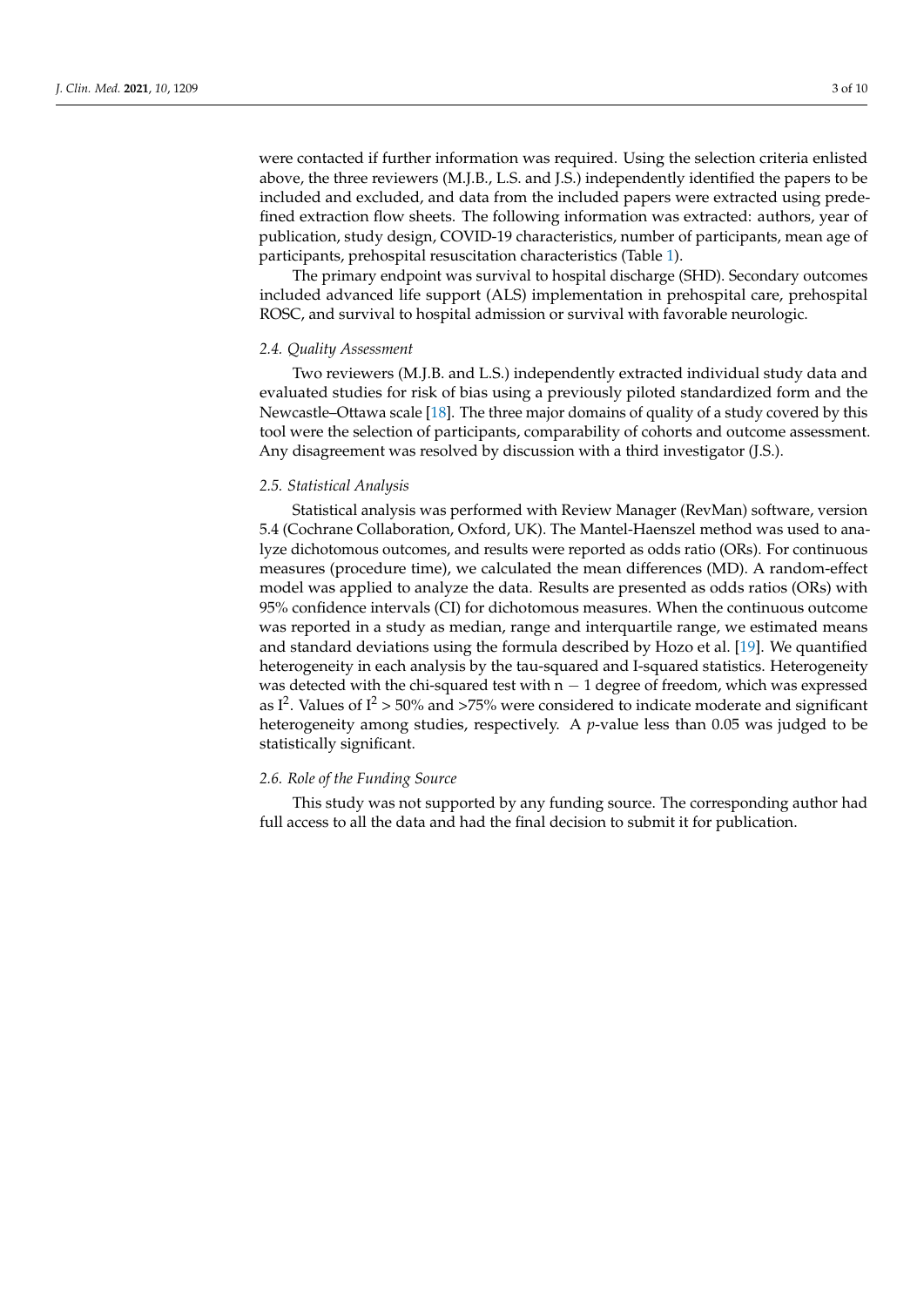were contacted if further information was required. Using the selection criteria enlisted above, the three reviewers (M.J.B., L.S. and J.S.) independently identified the papers to be included and excluded, and data from the included papers were extracted using predefined extraction flow sheets. The following information was extracted: authors, year of publication, study design, COVID-19 characteristics, number of participants, mean age of participants, prehospital resuscitation characteristics (Table 1).

The primary endpoint was survival to hospital discharge (SHD). Secondary outcomes included advanced life support (ALS) implementation in prehospital care, prehospital ROSC, and survival to hospital admission or survival with favorable neurologic.

### 2.4. Quality Assessment

Two reviewers (M.J.B. and L.S.) independently extracted individual study data and evaluated studies for risk of bias using a previously piloted standardized form and the Newcastle–Ottawa scale [18]. The three major domains of quality of a study covered by this tool were the selection of participants, comparability of cohorts and outcome assessment. Any disagreement was resolved by discussion with a third investigator (J.S.).

### 2.5. Statistical Analysis

Statistical analysis was performed with Review Manager (RevMan) software, version 5.4 (Cochrane Collaboration, Oxford, UK). The Mantel-Haenszel method was used to analyze dichotomous outcomes, and results were reported as odds ratio (ORs). For continuous measures (procedure time), we calculated the mean differences (MD). A random-effect model was applied to analyze the data. Results are presented as odds ratios (ORs) with 95% confidence intervals (CI) for dichotomous measures. When the continuous outcome was reported in a study as median, range and interquartile range, we estimated means and standard deviations using the formula described by Hozo et al. [19]. We quantified heterogeneity in each analysis by the tau-squared and I-squared statistics. Heterogeneity was detected with the chi-squared test with $n - 1$ degree of freedom, which was expressed as $I^2$. Values of $I^2 > 50\%$ and $>75\%$ were considered to indicate moderate and significant heterogeneity among studies, respectively. A $p$-value less than 0.05 was judged to be statistically significant.

### 2.6. Role of the Funding Source

This study was not supported by any funding source. The corresponding author had full access to all the data and had the final decision to submit it for publication.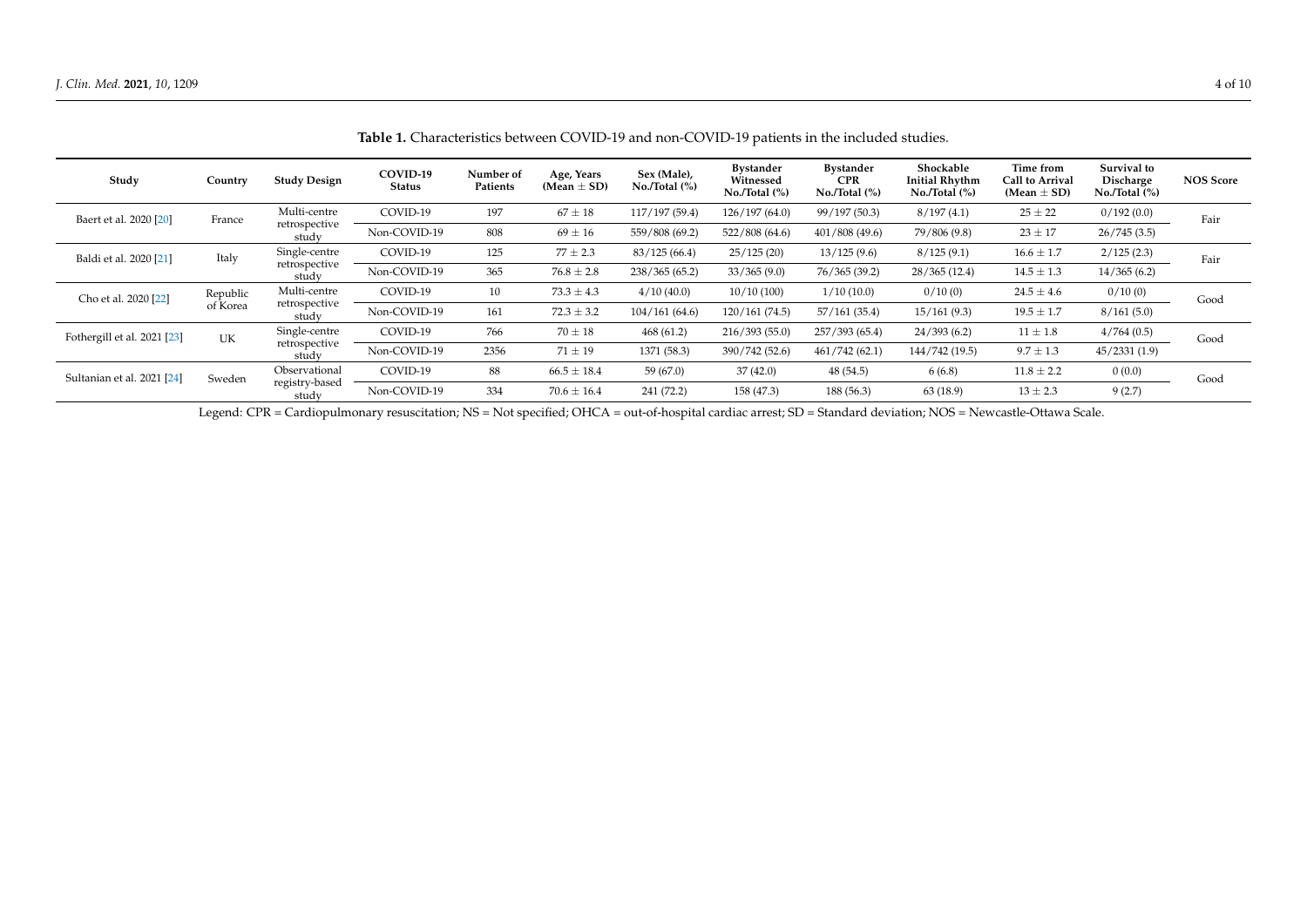**Table 1.** Characteristics between COVID-19 and non-COVID-19 patients in the included studies.

| Study | Country | Study Design | COVID-19 Status | Number of Patients | Age, Years (Mean ± SD) | Sex (Male), No./Total (%) | Bystander Witnessed No./Total (%) | Bystander CPR No./Total (%) | Shockable Initial Rhythm No./Total (%) | Time from Call to Arrival (Mean ± SD) | Survival to Discharge No./Total (%) | NOS Score |
|---|---|---|---|---|---|---|---|---|---|---|---|---|
| Baert et al. 2020 [20] | France | Multi-centre retrospective study | COVID-19 | 197 | 67 ± 18 | 117/197 (59.4) | 126/197 (64.0) | 99/197 (50.3) | 8/197 (4.1) | 25 ± 22 | 0/192 (0.0) | Fair |
| | | | Non-COVID-19 | 808 | 69 ± 16 | 559/808 (69.2) | 522/808 (64.6) | 401/808 (49.6) | 79/806 (9.8) | 23 ± 17 | 26/745 (3.5) | |
| Baldi et al. 2020 [21] | Italy | Single-centre retrospective study | COVID-19 | 125 | 77 ± 2.3 | 83/125 (66.4) | 25/125 (20) | 13/125 (9.6) | 8/125 (9.1) | 16.6 ± 1.7 | 2/125 (2.3) | Fair |
| | | | Non-COVID-19 | 365 | 76.8 ± 2.8 | 238/365 (65.2) | 33/365 (9.0) | 76/365 (39.2) | 28/365 (12.4) | 14.5 ± 1.3 | 14/365 (6.2) | |
| Cho et al. 2020 [22] | Republic of Korea | Multi-centre retrospective study | COVID-19 | 10 | 73.3 ± 4.3 | 4/10 (40.0) | 10/10 (100) | 1/10 (10.0) | 0/10 (0) | 24.5 ± 4.6 | 0/10 (0) | Good |
| | | | Non-COVID-19 | 161 | 72.3 ± 3.2 | 104/161 (64.6) | 120/161 (74.5) | 57/161 (35.4) | 15/161 (9.3) | 19.5 ± 1.7 | 8/161 (5.0) | |
| Fothergill et al. 2021 [23] | UK | Single-centre retrospective study | COVID-19 | 766 | 70 ± 18 | 468 (61.2) | 216/393 (55.0) | 257/393 (65.4) | 24/393 (6.2) | 11 ± 1.8 | 4/764 (0.5) | Good |
| | | | Non-COVID-19 | 2356 | 71 ± 19 | 1371 (58.3) | 390/742 (52.6) | 461/742 (62.1) | 144/742 (19.5) | 9.7 ± 1.3 | 45/2331 (1.9) | |
| Sultanian et al. 2021 [24] | Sweden | Observational registry-based study | COVID-19 | 88 | 66.5 ± 18.4 | 59 (67.0) | 37 (42.0) | 48 (54.5) | 6 (6.8) | 11.8 ± 2.2 | 0 (0.0) | Good |
| | | | Non-COVID-19 | 334 | 70.6 ± 16.4 | 241 (72.2) | 158 (47.3) | 188 (56.3) | 63 (18.9) | 13 ± 2.3 | 9 (2.7) | |

Legend: CPR = Cardiopulmonary resuscitation; NS = Not specified; OHCA = out-of-hospital cardiac arrest; SD = Standard deviation; NOS = Newcastle-Ottawa Scale.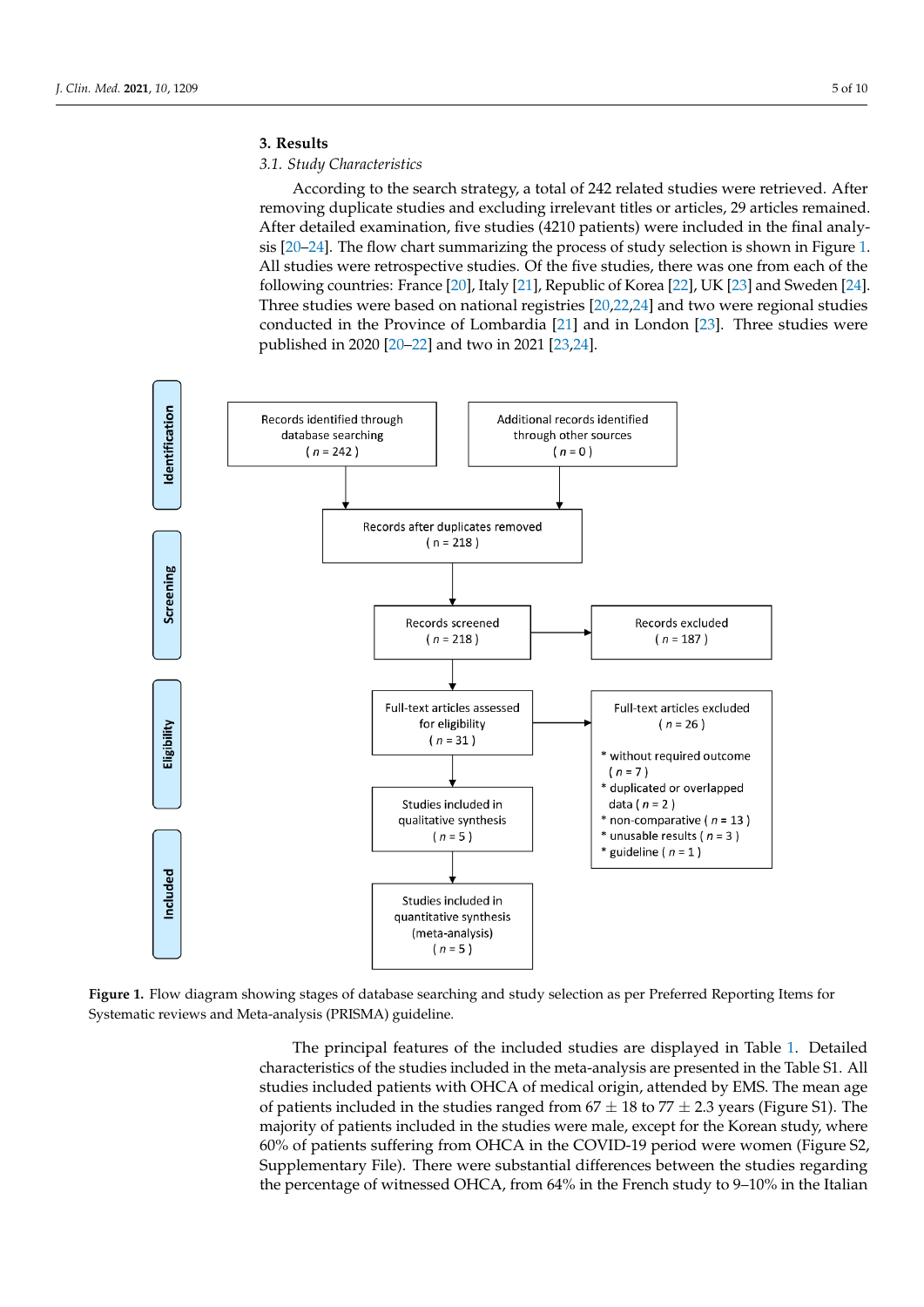## 3. Results

### 3.1. Study Characteristics

According to the search strategy, a total of 242 related studies were retrieved. After removing duplicate studies and excluding irrelevant titles or articles, 29 articles remained. After detailed examination, five studies (4210 patients) were included in the final analysis [20–24]. The flow chart summarizing the process of study selection is shown in Figure 1. All studies were retrospective studies. Of the five studies, there was one from each of the following countries: France [20], Italy [21], Republic of Korea [22], UK [23] and Sweden [24]. Three studies were based on national registries [20,22,24] and two were regional studies conducted in the Province of Lombardia [21] and in London [23]. Three studies were published in 2020 [20–22] and two in 2021 [23,24].

**Identification**

- Records identified through database searching ( $n$ = 242 )
- Additional records identified through other sources ( $n$ = 0 )

**Screening**

- Records after duplicates removed ( n = 218 )
- Records screened ( $n$ = 218 ) → Records excluded ( $n$ = 187 )

**Eligibility**

- Full-text articles assessed for eligibility ( $n$ = 31 ) → Full-text articles excluded ( $n$ = 26 )
  - * without required outcome ( $n$ = 7 )
  - * duplicated or overlapped data ( $n$ = 2 )
  - * non-comparative ( $n$ = 13 )
  - * unusable results ( $n$ = 3 )
  - * guideline ( $n$ = 1 )

**Included**

- Studies included in qualitative synthesis ( $n$ = 5 )
- Studies included in quantitative synthesis (meta-analysis) ( $n$ = 5 )

**Figure 1.** Flow diagram showing stages of database searching and study selection as per Preferred Reporting Items for Systematic reviews and Meta-analysis (PRISMA) guideline.

The principal features of the included studies are displayed in Table 1. Detailed characteristics of the studies included in the meta-analysis are presented in the Table S1. All studies included patients with OHCA of medical origin, attended by EMS. The mean age of patients included in the studies ranged from 67 ± 18 to 77 ± 2.3 years (Figure S1). The majority of patients included in the studies were male, except for the Korean study, where 60% of patients suffering from OHCA in the COVID-19 period were women (Figure S2, Supplementary File). There were substantial differences between the studies regarding the percentage of witnessed OHCA, from 64% in the French study to 9–10% in the Italian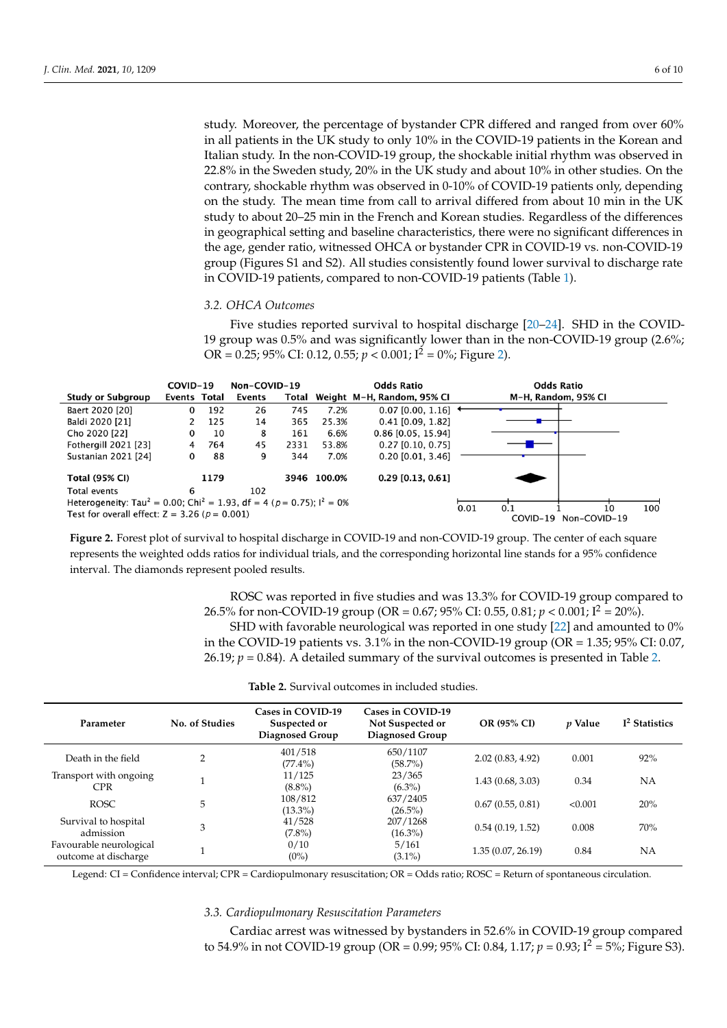study. Moreover, the percentage of bystander CPR differed and ranged from over 60% in all patients in the UK study to only 10% in the COVID-19 patients in the Korean and Italian study. In the non-COVID-19 group, the shockable initial rhythm was observed in 22.8% in the Sweden study, 20% in the UK study and about 10% in other studies. On the contrary, shockable rhythm was observed in 0-10% of COVID-19 patients only, depending on the study. The mean time from call to arrival differed from about 10 min in the UK study to about 20–25 min in the French and Korean studies. Regardless of the differences in geographical setting and baseline characteristics, there were no significant differences in the age, gender ratio, witnessed OHCA or bystander CPR in COVID-19 vs. non-COVID-19 group (Figures S1 and S2). All studies consistently found lower survival to discharge rate in COVID-19 patients, compared to non-COVID-19 patients (Table 1).

### 3.2. OHCA Outcomes

Five studies reported survival to hospital discharge [20–24]. SHD in the COVID-19 group was 0.5% and was significantly lower than in the non-COVID-19 group (2.6%; OR = 0.25; 95% CI: 0.12, 0.55; $p < 0.001$; $I^2 = 0\%$; Figure 2).

| Study or Subgroup | COVID-19 Events | COVID-19 Total | Non-COVID-19 Events | Non-COVID-19 Total | Weight | Odds Ratio M-H, Random, 95% CI |
|---|---|---|---|---|---|---|
| Baert 2020 [20] | 0 | 192 | 26 | 745 | 7.2% | 0.07 [0.00, 1.16] |
| Baldi 2020 [21] | 2 | 125 | 14 | 365 | 25.3% | 0.41 [0.09, 1.82] |
| Cho 2020 [22] | 0 | 10 | 8 | 161 | 6.6% | 0.86 [0.05, 15.94] |
| Fothergill 2021 [23] | 4 | 764 | 45 | 2331 | 53.8% | 0.27 [0.10, 0.75] |
| Sustanian 2021 [24] | 0 | 88 | 9 | 344 | 7.0% | 0.20 [0.01, 3.46] |
| **Total (95% CI)** | | **1179** | | **3946** | **100.0%** | **0.29 [0.13, 0.61]** |
| Total events | 6 | | 102 | | | |

Heterogeneity: $Tau^2 = 0.00$; $Chi^2 = 1.93$, df = 4 ($p = 0.75$); $I^2 = 0\%$
Test for overall effect: $Z = 3.26$ ($p = 0.001$)

**Figure 2.** Forest plot of survival to hospital discharge in COVID-19 and non-COVID-19 group. The center of each square represents the weighted odds ratios for individual trials, and the corresponding horizontal line stands for a 95% confidence interval. The diamonds represent pooled results.

ROSC was reported in five studies and was 13.3% for COVID-19 group compared to 26.5% for non-COVID-19 group (OR = 0.67; 95% CI: 0.55, 0.81; $p < 0.001$; $I^2 = 20\%$).

SHD with favorable neurological was reported in one study [22] and amounted to 0% in the COVID-19 patients vs. 3.1% in the non-COVID-19 group (OR = 1.35; 95% CI: 0.07, 26.19; $p = 0.84$). A detailed summary of the survival outcomes is presented in Table 2.

**Table 2.** Survival outcomes in included studies.

| Parameter | No. of Studies | Cases in COVID-19 Suspected or Diagnosed Group | Cases in COVID-19 Not Suspected or Diagnosed Group | OR (95% CI) | *p* Value | $I^2$ Statistics |
|---|---|---|---|---|---|---|
| Death in the field | 2 | 401/518 (77.4%) | 650/1107 (58.7%) | 2.02 (0.83, 4.92) | 0.001 | 92% |
| Transport with ongoing CPR | 1 | 11/125 (8.8%) | 23/365 (6.3%) | 1.43 (0.68, 3.03) | 0.34 | NA |
| ROSC | 5 | 108/812 (13.3%) | 637/2405 (26.5%) | 0.67 (0.55, 0.81) | <0.001 | 20% |
| Survival to hospital admission | 3 | 41/528 (7.8%) | 207/1268 (16.3%) | 0.54 (0.19, 1.52) | 0.008 | 70% |
| Favourable neurological outcome at discharge | 1 | 0/10 (0%) | 5/161 (3.1%) | 1.35 (0.07, 26.19) | 0.84 | NA |

Legend: CI = Confidence interval; CPR = Cardiopulmonary resuscitation; OR = Odds ratio; ROSC = Return of spontaneous circulation.

### 3.3. Cardiopulmonary Resuscitation Parameters

Cardiac arrest was witnessed by bystanders in 52.6% in COVID-19 group compared to 54.9% in not COVID-19 group (OR = 0.99; 95% CI: 0.84, 1.17; $p = 0.93$; $I^2 = 5\%$; Figure S3).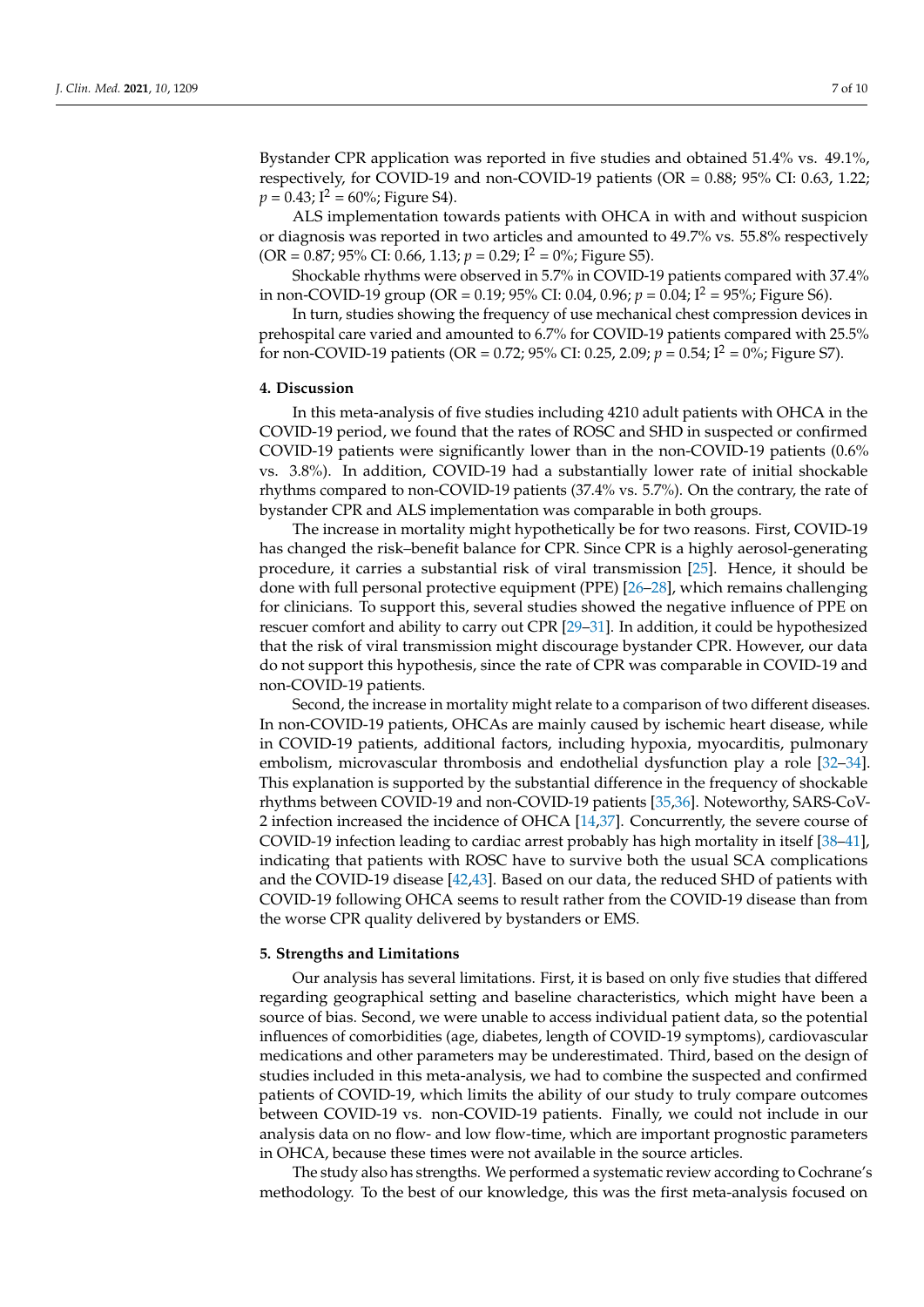Bystander CPR application was reported in five studies and obtained 51.4% vs. 49.1%, respectively, for COVID-19 and non-COVID-19 patients (OR = 0.88; 95% CI: 0.63, 1.22; $p = 0.43$; $I^2 = 60\%$; Figure S4).

ALS implementation towards patients with OHCA in with and without suspicion or diagnosis was reported in two articles and amounted to 49.7% vs. 55.8% respectively (OR = 0.87; 95% CI: 0.66, 1.13; $p = 0.29$; $I^2 = 0\%$; Figure S5).

Shockable rhythms were observed in 5.7% in COVID-19 patients compared with 37.4% in non-COVID-19 group (OR = 0.19; 95% CI: 0.04, 0.96; $p = 0.04$; $I^2 = 95\%$; Figure S6).

In turn, studies showing the frequency of use mechanical chest compression devices in prehospital care varied and amounted to 6.7% for COVID-19 patients compared with 25.5% for non-COVID-19 patients (OR = 0.72; 95% CI: 0.25, 2.09; $p = 0.54$; $I^2 = 0\%$; Figure S7).

## 4. Discussion

In this meta-analysis of five studies including 4210 adult patients with OHCA in the COVID-19 period, we found that the rates of ROSC and SHD in suspected or confirmed COVID-19 patients were significantly lower than in the non-COVID-19 patients (0.6% vs. 3.8%). In addition, COVID-19 had a substantially lower rate of initial shockable rhythms compared to non-COVID-19 patients (37.4% vs. 5.7%). On the contrary, the rate of bystander CPR and ALS implementation was comparable in both groups.

The increase in mortality might hypothetically be for two reasons. First, COVID-19 has changed the risk–benefit balance for CPR. Since CPR is a highly aerosol-generating procedure, it carries a substantial risk of viral transmission [25]. Hence, it should be done with full personal protective equipment (PPE) [26–28], which remains challenging for clinicians. To support this, several studies showed the negative influence of PPE on rescuer comfort and ability to carry out CPR [29–31]. In addition, it could be hypothesized that the risk of viral transmission might discourage bystander CPR. However, our data do not support this hypothesis, since the rate of CPR was comparable in COVID-19 and non-COVID-19 patients.

Second, the increase in mortality might relate to a comparison of two different diseases. In non-COVID-19 patients, OHCAs are mainly caused by ischemic heart disease, while in COVID-19 patients, additional factors, including hypoxia, myocarditis, pulmonary embolism, microvascular thrombosis and endothelial dysfunction play a role [32–34]. This explanation is supported by the substantial difference in the frequency of shockable rhythms between COVID-19 and non-COVID-19 patients [35,36]. Noteworthy, SARS-CoV-2 infection increased the incidence of OHCA [14,37]. Concurrently, the severe course of COVID-19 infection leading to cardiac arrest probably has high mortality in itself [38–41], indicating that patients with ROSC have to survive both the usual SCA complications and the COVID-19 disease [42,43]. Based on our data, the reduced SHD of patients with COVID-19 following OHCA seems to result rather from the COVID-19 disease than from the worse CPR quality delivered by bystanders or EMS.

## 5. Strengths and Limitations

Our analysis has several limitations. First, it is based on only five studies that differed regarding geographical setting and baseline characteristics, which might have been a source of bias. Second, we were unable to access individual patient data, so the potential influences of comorbidities (age, diabetes, length of COVID-19 symptoms), cardiovascular medications and other parameters may be underestimated. Third, based on the design of studies included in this meta-analysis, we had to combine the suspected and confirmed patients of COVID-19, which limits the ability of our study to truly compare outcomes between COVID-19 vs. non-COVID-19 patients. Finally, we could not include in our analysis data on no flow- and low flow-time, which are important prognostic parameters in OHCA, because these times were not available in the source articles.

The study also has strengths. We performed a systematic review according to Cochrane's methodology. To the best of our knowledge, this was the first meta-analysis focused on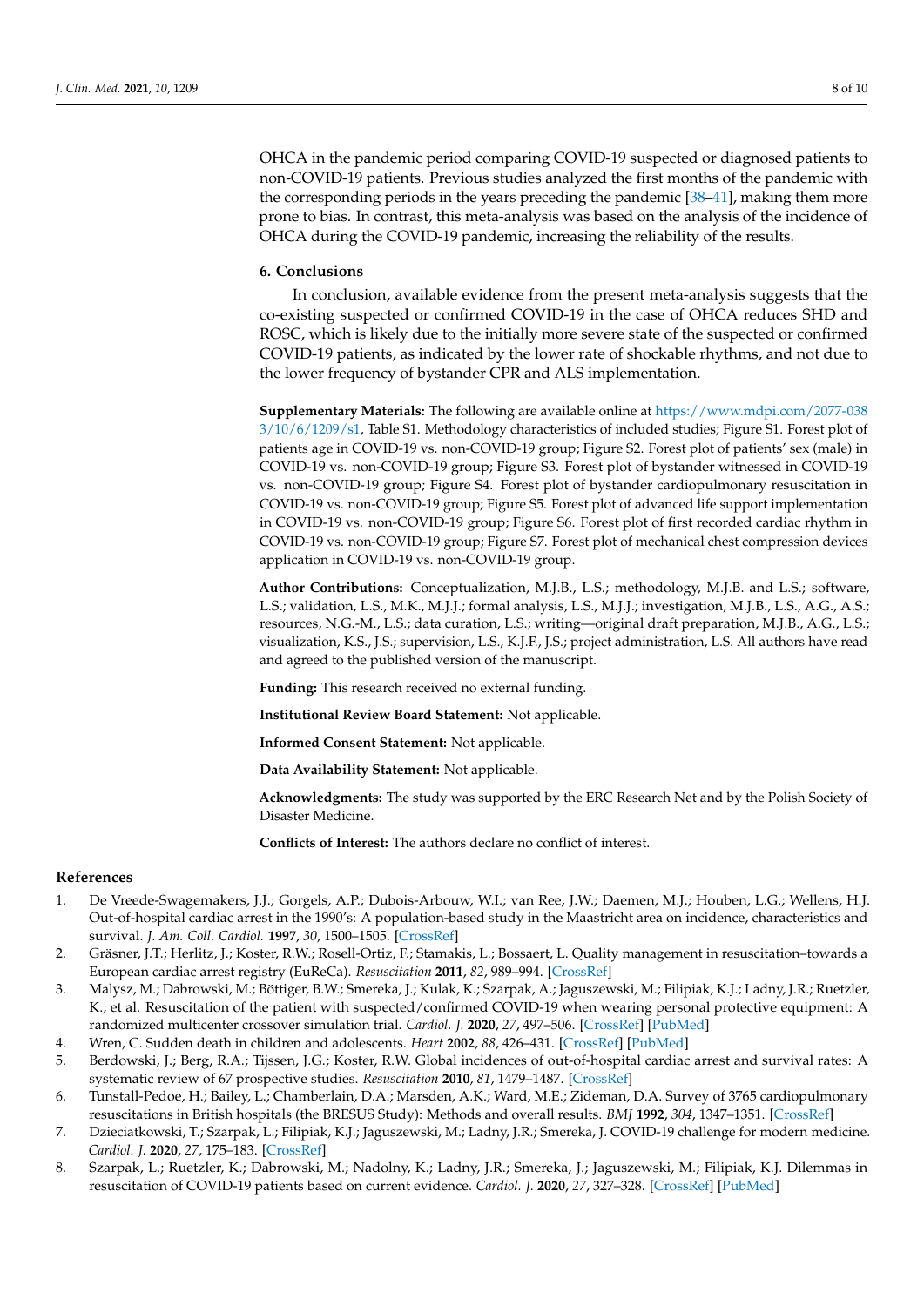OHCA in the pandemic period comparing COVID-19 suspected or diagnosed patients to non-COVID-19 patients. Previous studies analyzed the first months of the pandemic with the corresponding periods in the years preceding the pandemic [38–41], making them more prone to bias. In contrast, this meta-analysis was based on the analysis of the incidence of OHCA during the COVID-19 pandemic, increasing the reliability of the results.

## 6. Conclusions

In conclusion, available evidence from the present meta-analysis suggests that the co-existing suspected or confirmed COVID-19 in the case of OHCA reduces SHD and ROSC, which is likely due to the initially more severe state of the suspected or confirmed COVID-19 patients, as indicated by the lower rate of shockable rhythms, and not due to the lower frequency of bystander CPR and ALS implementation.

**Supplementary Materials:** The following are available online at https://www.mdpi.com/2077-0383/10/6/1209/s1, Table S1. Methodology characteristics of included studies; Figure S1. Forest plot of patients age in COVID-19 vs. non-COVID-19 group; Figure S2. Forest plot of patients' sex (male) in COVID-19 vs. non-COVID-19 group; Figure S3. Forest plot of bystander witnessed in COVID-19 vs. non-COVID-19 group; Figure S4. Forest plot of bystander cardiopulmonary resuscitation in COVID-19 vs. non-COVID-19 group; Figure S5. Forest plot of advanced life support implementation in COVID-19 vs. non-COVID-19 group; Figure S6. Forest plot of first recorded cardiac rhythm in COVID-19 vs. non-COVID-19 group; Figure S7. Forest plot of mechanical chest compression devices application in COVID-19 vs. non-COVID-19 group.

**Author Contributions:** Conceptualization, M.J.B., L.S.; methodology, M.J.B. and L.S.; software, L.S.; validation, L.S., M.K., M.J.J.; formal analysis, L.S., M.J.J.; investigation, M.J.B., L.S., A.G., A.S.; resources, N.G.-M., L.S.; data curation, L.S.; writing—original draft preparation, M.J.B., A.G., L.S.; visualization, K.S., J.S.; supervision, L.S., K.J.F., J.S.; project administration, L.S. All authors have read and agreed to the published version of the manuscript.

**Funding:** This research received no external funding.

**Institutional Review Board Statement:** Not applicable.

**Informed Consent Statement:** Not applicable.

**Data Availability Statement:** Not applicable.

**Acknowledgments:** The study was supported by the ERC Research Net and by the Polish Society of Disaster Medicine.

**Conflicts of Interest:** The authors declare no conflict of interest.

## References

1. De Vreede-Swagemakers, J.J.; Gorgels, A.P.; Dubois-Arbouw, W.I.; van Ree, J.W.; Daemen, M.J.; Houben, L.G.; Wellens, H.J. Out-of-hospital cardiac arrest in the 1990's: A population-based study in the Maastricht area on incidence, characteristics and survival. *J. Am. Coll. Cardiol.* **1997**, *30*, 1500–1505. [CrossRef]
2. Gräsner, J.T.; Herlitz, J.; Koster, R.W.; Rosell-Ortiz, F.; Stamakis, L.; Bossaert, L. Quality management in resuscitation–towards a European cardiac arrest registry (EuReCa). *Resuscitation* **2011**, *82*, 989–994. [CrossRef]
3. Malysz, M.; Dabrowski, M.; Böttiger, B.W.; Smereka, J.; Kulak, K.; Szarpak, A.; Jaguszewski, M.; Filipiak, K.J.; Ladny, J.R.; Ruetzler, K.; et al. Resuscitation of the patient with suspected/confirmed COVID-19 when wearing personal protective equipment: A randomized multicenter crossover simulation trial. *Cardiol. J.* **2020**, *27*, 497–506. [CrossRef] [PubMed]
4. Wren, C. Sudden death in children and adolescents. *Heart* **2002**, *88*, 426–431. [CrossRef] [PubMed]
5. Berdowski, J.; Berg, R.A.; Tijssen, J.G.; Koster, R.W. Global incidences of out-of-hospital cardiac arrest and survival rates: A systematic review of 67 prospective studies. *Resuscitation* **2010**, *81*, 1479–1487. [CrossRef]
6. Tunstall-Pedoe, H.; Bailey, L.; Chamberlain, D.A.; Marsden, A.K.; Ward, M.E.; Zideman, D.A. Survey of 3765 cardiopulmonary resuscitations in British hospitals (the BRESUS Study): Methods and overall results. *BMJ* **1992**, *304*, 1347–1351. [CrossRef]
7. Dzieciatkowski, T.; Szarpak, L.; Filipiak, K.J.; Jaguszewski, M.; Ladny, J.R.; Smereka, J. COVID-19 challenge for modern medicine. *Cardiol. J.* **2020**, *27*, 175–183. [CrossRef]
8. Szarpak, L.; Ruetzler, K.; Dabrowski, M.; Nadolny, K.; Ladny, J.R.; Smereka, J.; Jaguszewski, M.; Filipiak, K.J. Dilemmas in resuscitation of COVID-19 patients based on current evidence. *Cardiol. J.* **2020**, *27*, 327–328. [CrossRef] [PubMed]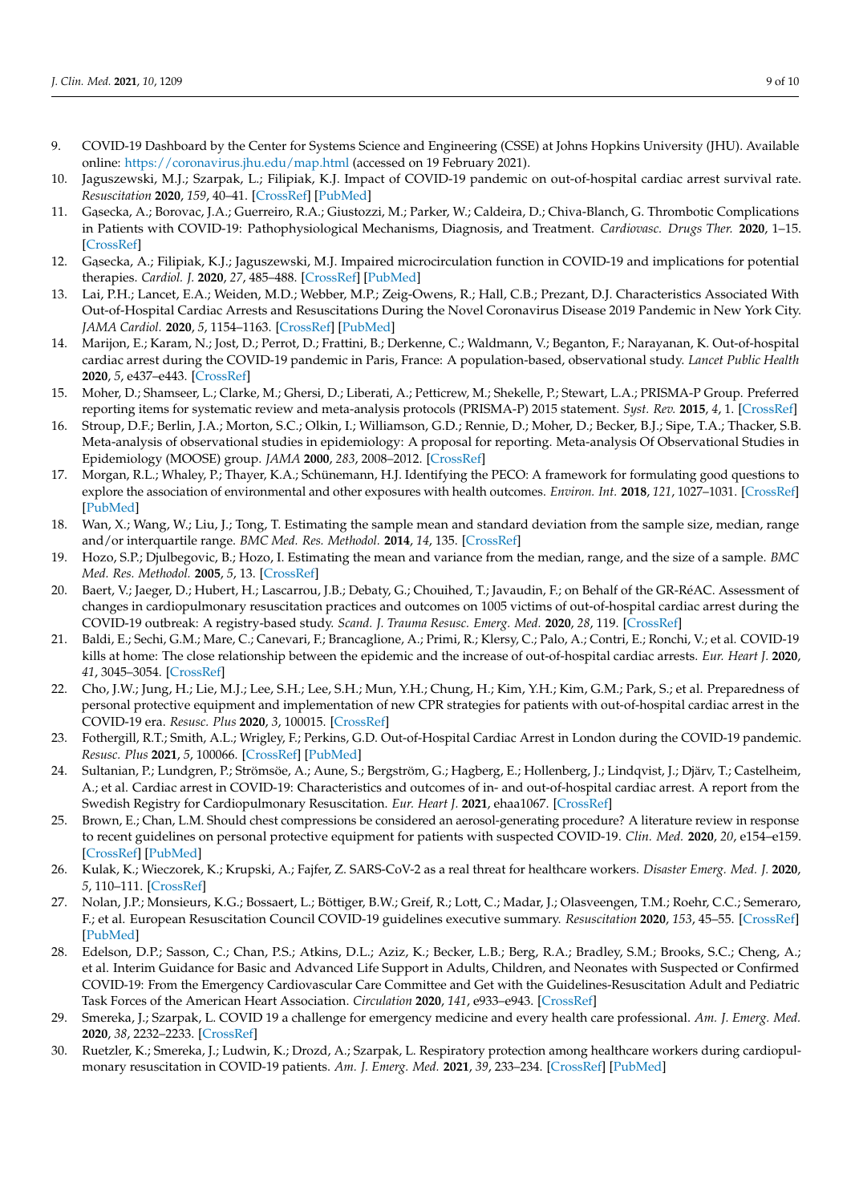9. COVID-19 Dashboard by the Center for Systems Science and Engineering (CSSE) at Johns Hopkins University (JHU). Available online: https://coronavirus.jhu.edu/map.html (accessed on 19 February 2021).
10. Jaguszewski, M.J.; Szarpak, L.; Filipiak, K.J. Impact of COVID-19 pandemic on out-of-hospital cardiac arrest survival rate. *Resuscitation* **2020**, *159*, 40–41. [CrossRef] [PubMed]
11. Gąsecka, A.; Borovac, J.A.; Guerreiro, R.A.; Giustozzi, M.; Parker, W.; Caldeira, D.; Chiva-Blanch, G. Thrombotic Complications in Patients with COVID-19: Pathophysiological Mechanisms, Diagnosis, and Treatment. *Cardiovasc. Drugs Ther.* **2020**, 1–15. [CrossRef]
12. Gąsecka, A.; Filipiak, K.J.; Jaguszewski, M.J. Impaired microcirculation function in COVID-19 and implications for potential therapies. *Cardiol. J.* **2020**, *27*, 485–488. [CrossRef] [PubMed]
13. Lai, P.H.; Lancet, E.A.; Weiden, M.D.; Webber, M.P.; Zeig-Owens, R.; Hall, C.B.; Prezant, D.J. Characteristics Associated With Out-of-Hospital Cardiac Arrests and Resuscitations During the Novel Coronavirus Disease 2019 Pandemic in New York City. *JAMA Cardiol.* **2020**, *5*, 1154–1163. [CrossRef] [PubMed]
14. Marijon, E.; Karam, N.; Jost, D.; Perrot, D.; Frattini, B.; Derkenne, C.; Waldmann, V.; Beganton, F.; Narayanan, K. Out-of-hospital cardiac arrest during the COVID-19 pandemic in Paris, France: A population-based, observational study. *Lancet Public Health* **2020**, *5*, e437–e443. [CrossRef]
15. Moher, D.; Shamseer, L.; Clarke, M.; Ghersi, D.; Liberati, A.; Petticrew, M.; Shekelle, P.; Stewart, L.A.; PRISMA-P Group. Preferred reporting items for systematic review and meta-analysis protocols (PRISMA-P) 2015 statement. *Syst. Rev.* **2015**, *4*, 1. [CrossRef]
16. Stroup, D.F.; Berlin, J.A.; Morton, S.C.; Olkin, I.; Williamson, G.D.; Rennie, D.; Moher, D.; Becker, B.J.; Sipe, T.A.; Thacker, S.B. Meta-analysis of observational studies in epidemiology: A proposal for reporting. Meta-analysis Of Observational Studies in Epidemiology (MOOSE) group. *JAMA* **2000**, *283*, 2008–2012. [CrossRef]
17. Morgan, R.L.; Whaley, P.; Thayer, K.A.; Schünemann, H.J. Identifying the PECO: A framework for formulating good questions to explore the association of environmental and other exposures with health outcomes. *Environ. Int.* **2018**, *121*, 1027–1031. [CrossRef] [PubMed]
18. Wan, X.; Wang, W.; Liu, J.; Tong, T. Estimating the sample mean and standard deviation from the sample size, median, range and/or interquartile range. *BMC Med. Res. Methodol.* **2014**, *14*, 135. [CrossRef]
19. Hozo, S.P.; Djulbegovic, B.; Hozo, I. Estimating the mean and variance from the median, range, and the size of a sample. *BMC Med. Res. Methodol.* **2005**, *5*, 13. [CrossRef]
20. Baert, V.; Jaeger, D.; Hubert, H.; Lascarrou, J.B.; Debaty, G.; Chouihed, T.; Javaudin, F.; on Behalf of the GR-RéAC. Assessment of changes in cardiopulmonary resuscitation practices and outcomes on 1005 victims of out-of-hospital cardiac arrest during the COVID-19 outbreak: A registry-based study. *Scand. J. Trauma Resusc. Emerg. Med.* **2020**, *28*, 119. [CrossRef]
21. Baldi, E.; Sechi, G.M.; Mare, C.; Canevari, F.; Brancaglione, A.; Primi, R.; Klersy, C.; Palo, A.; Contri, E.; Ronchi, V.; et al. COVID-19 kills at home: The close relationship between the epidemic and the increase of out-of-hospital cardiac arrests. *Eur. Heart J.* **2020**, *41*, 3045–3054. [CrossRef]
22. Cho, J.W.; Jung, H.; Lie, M.J.; Lee, S.H.; Lee, S.H.; Mun, Y.H.; Chung, H.; Kim, Y.H.; Kim, G.M.; Park, S.; et al. Preparedness of personal protective equipment and implementation of new CPR strategies for patients with out-of-hospital cardiac arrest in the COVID-19 era. *Resusc. Plus* **2020**, *3*, 100015. [CrossRef]
23. Fothergill, R.T.; Smith, A.L.; Wrigley, F.; Perkins, G.D. Out-of-Hospital Cardiac Arrest in London during the COVID-19 pandemic. *Resusc. Plus* **2021**, *5*, 100066. [CrossRef] [PubMed]
24. Sultanian, P.; Lundgren, P.; Strömsöe, A.; Aune, S.; Bergström, G.; Hagberg, E.; Hollenberg, J.; Lindqvist, J.; Djärv, T.; Castelheim, A.; et al. Cardiac arrest in COVID-19: Characteristics and outcomes of in- and out-of-hospital cardiac arrest. A report from the Swedish Registry for Cardiopulmonary Resuscitation. *Eur. Heart J.* **2021**, ehaa1067. [CrossRef]
25. Brown, E.; Chan, L.M. Should chest compressions be considered an aerosol-generating procedure? A literature review in response to recent guidelines on personal protective equipment for patients with suspected COVID-19. *Clin. Med.* **2020**, *20*, e154–e159. [CrossRef] [PubMed]
26. Kulak, K.; Wieczorek, K.; Krupski, A.; Fajfer, Z. SARS-CoV-2 as a real threat for healthcare workers. *Disaster Emerg. Med. J.* **2020**, *5*, 110–111. [CrossRef]
27. Nolan, J.P.; Monsieurs, K.G.; Bossaert, L.; Böttiger, B.W.; Greif, R.; Lott, C.; Madar, J.; Olasveengen, T.M.; Roehr, C.C.; Semeraro, F.; et al. European Resuscitation Council COVID-19 guidelines executive summary. *Resuscitation* **2020**, *153*, 45–55. [CrossRef] [PubMed]
28. Edelson, D.P.; Sasson, C.; Chan, P.S.; Atkins, D.L.; Aziz, K.; Becker, L.B.; Berg, R.A.; Bradley, S.M.; Brooks, S.C.; Cheng, A.; et al. Interim Guidance for Basic and Advanced Life Support in Adults, Children, and Neonates with Suspected or Confirmed COVID-19: From the Emergency Cardiovascular Care Committee and Get with the Guidelines-Resuscitation Adult and Pediatric Task Forces of the American Heart Association. *Circulation* **2020**, *141*, e933–e943. [CrossRef]
29. Smereka, J.; Szarpak, L. COVID 19 a challenge for emergency medicine and every health care professional. *Am. J. Emerg. Med.* **2020**, *38*, 2232–2233. [CrossRef]
30. Ruetzler, K.; Smereka, J.; Ludwin, K.; Drozd, A.; Szarpak, L. Respiratory protection among healthcare workers during cardiopulmonary resuscitation in COVID-19 patients. *Am. J. Emerg. Med.* **2021**, *39*, 233–234. [CrossRef] [PubMed]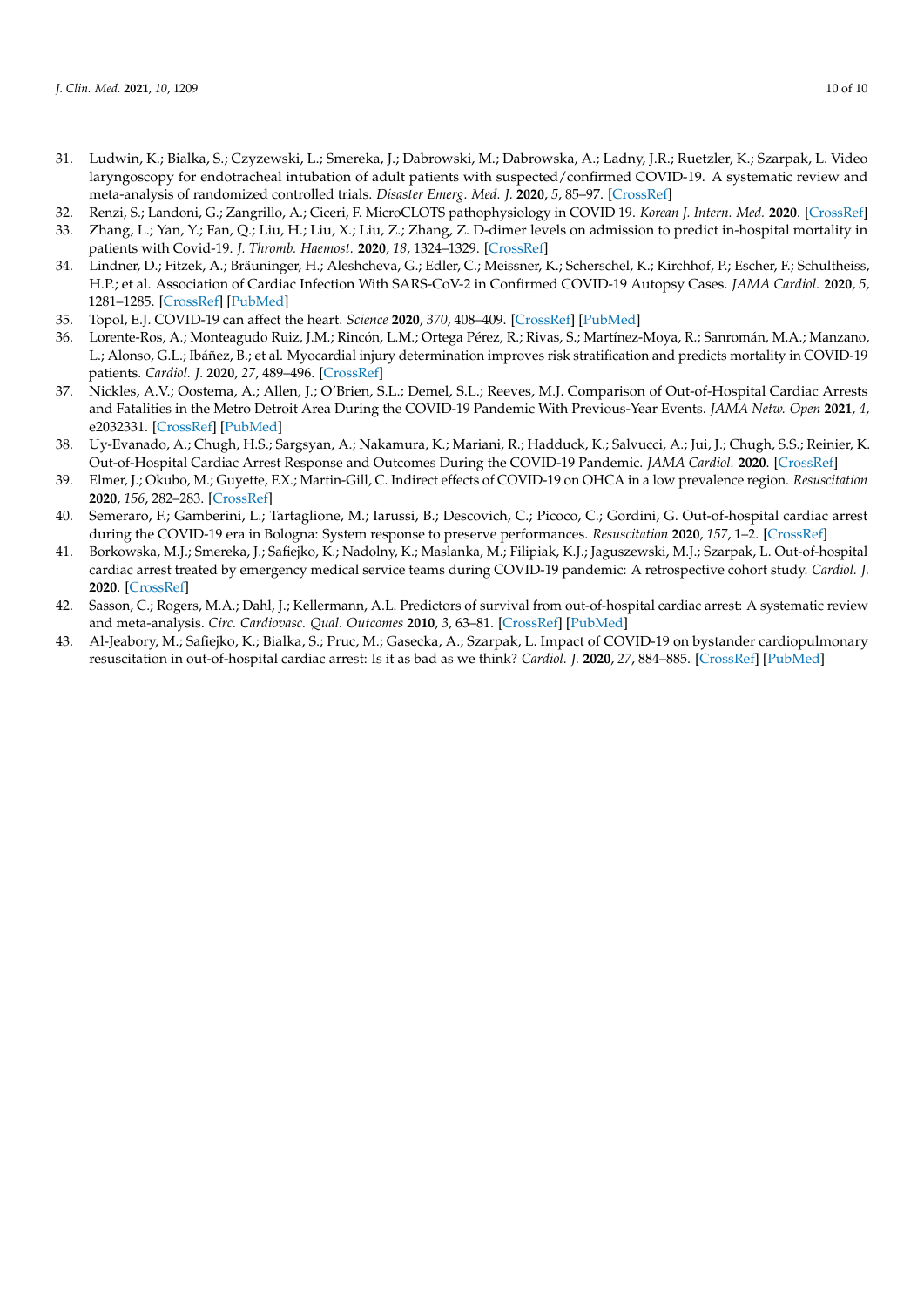31. Ludwin, K.; Bialka, S.; Czyzewski, L.; Smereka, J.; Dabrowski, M.; Dabrowska, A.; Ladny, J.R.; Ruetzler, K.; Szarpak, L. Video laryngoscopy for endotracheal intubation of adult patients with suspected/confirmed COVID-19. A systematic review and meta-analysis of randomized controlled trials. *Disaster Emerg. Med. J.* **2020**, *5*, 85–97. [CrossRef]
32. Renzi, S.; Landoni, G.; Zangrillo, A.; Ciceri, F. MicroCLOTS pathophysiology in COVID 19. *Korean J. Intern. Med.* **2020**. [CrossRef]
33. Zhang, L.; Yan, Y.; Fan, Q.; Liu, H.; Liu, X.; Liu, Z.; Zhang, Z. D-dimer levels on admission to predict in-hospital mortality in patients with Covid-19. *J. Thromb. Haemost.* **2020**, *18*, 1324–1329. [CrossRef]
34. Lindner, D.; Fitzek, A.; Bräuninger, H.; Aleshcheva, G.; Edler, C.; Meissner, K.; Scherschel, K.; Kirchhof, P.; Escher, F.; Schultheiss, H.P.; et al. Association of Cardiac Infection With SARS-CoV-2 in Confirmed COVID-19 Autopsy Cases. *JAMA Cardiol.* **2020**, *5*, 1281–1285. [CrossRef] [PubMed]
35. Topol, E.J. COVID-19 can affect the heart. *Science* **2020**, *370*, 408–409. [CrossRef] [PubMed]
36. Lorente-Ros, A.; Monteagudo Ruiz, J.M.; Rincón, L.M.; Ortega Pérez, R.; Rivas, S.; Martínez-Moya, R.; Sanromán, M.A.; Manzano, L.; Alonso, G.L.; Ibáñez, B.; et al. Myocardial injury determination improves risk stratification and predicts mortality in COVID-19 patients. *Cardiol. J.* **2020**, *27*, 489–496. [CrossRef]
37. Nickles, A.V.; Oostema, A.; Allen, J.; O'Brien, S.L.; Demel, S.L.; Reeves, M.J. Comparison of Out-of-Hospital Cardiac Arrests and Fatalities in the Metro Detroit Area During the COVID-19 Pandemic With Previous-Year Events. *JAMA Netw. Open* **2021**, *4*, e2032331. [CrossRef] [PubMed]
38. Uy-Evanado, A.; Chugh, H.S.; Sargsyan, A.; Nakamura, K.; Mariani, R.; Hadduck, K.; Salvucci, A.; Jui, J.; Chugh, S.S.; Reinier, K. Out-of-Hospital Cardiac Arrest Response and Outcomes During the COVID-19 Pandemic. *JAMA Cardiol.* **2020**. [CrossRef]
39. Elmer, J.; Okubo, M.; Guyette, F.X.; Martin-Gill, C. Indirect effects of COVID-19 on OHCA in a low prevalence region. *Resuscitation* **2020**, *156*, 282–283. [CrossRef]
40. Semeraro, F.; Gamberini, L.; Tartaglione, M.; Iarussi, B.; Descovich, C.; Picoco, C.; Gordini, G. Out-of-hospital cardiac arrest during the COVID-19 era in Bologna: System response to preserve performances. *Resuscitation* **2020**, *157*, 1–2. [CrossRef]
41. Borkowska, M.J.; Smereka, J.; Safiejko, K.; Nadolny, K.; Maslanka, M.; Filipiak, K.J.; Jaguszewski, M.J.; Szarpak, L. Out-of-hospital cardiac arrest treated by emergency medical service teams during COVID-19 pandemic: A retrospective cohort study. *Cardiol. J.* **2020**. [CrossRef]
42. Sasson, C.; Rogers, M.A.; Dahl, J.; Kellermann, A.L. Predictors of survival from out-of-hospital cardiac arrest: A systematic review and meta-analysis. *Circ. Cardiovasc. Qual. Outcomes* **2010**, *3*, 63–81. [CrossRef] [PubMed]
43. Al-Jeabory, M.; Safiejko, K.; Bialka, S.; Pruc, M.; Gasecka, A.; Szarpak, L. Impact of COVID-19 on bystander cardiopulmonary resuscitation in out-of-hospital cardiac arrest: Is it as bad as we think? *Cardiol. J.* **2020**, *27*, 884–885. [CrossRef] [PubMed]